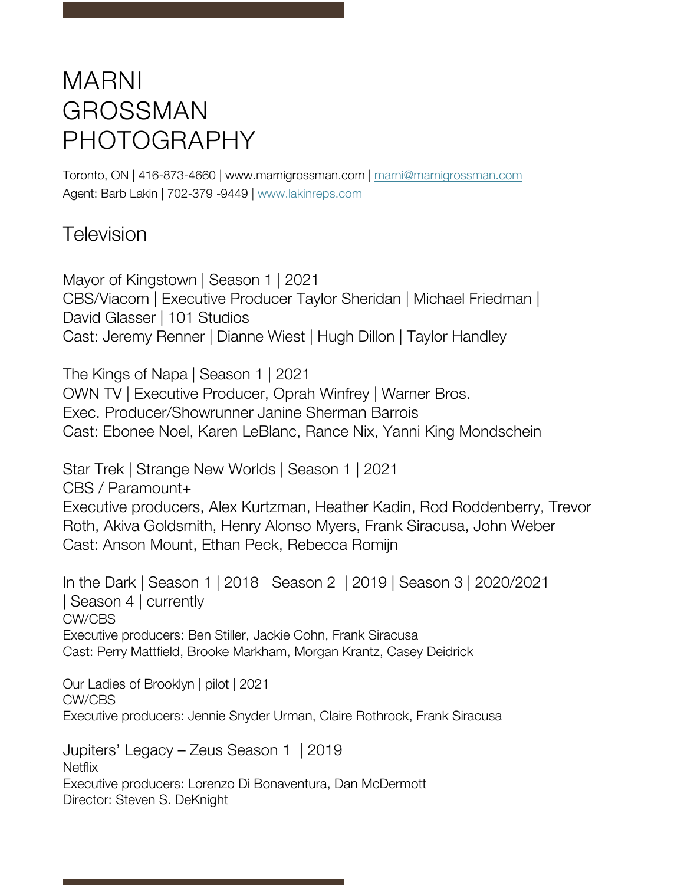# MARNI GROSSMAN PHOTOGRAPHY

Toronto, ON | 416-873-4660 | www.marnigrossman.com | marni@marnigrossman.com
Agent: Barb Lakin | 702-379 -9449 | www.lakinreps.com

## Television

Mayor of Kingstown | Season 1 | 2021
CBS/Viacom | Executive Producer Taylor Sheridan | Michael Friedman | David Glasser | 101 Studios
Cast: Jeremy Renner | Dianne Wiest | Hugh Dillon | Taylor Handley

The Kings of Napa | Season 1 | 2021
OWN TV | Executive Producer, Oprah Winfrey | Warner Bros.
Exec. Producer/Showrunner Janine Sherman Barrois
Cast: Ebonee Noel, Karen LeBlanc, Rance Nix, Yanni King Mondschein

Star Trek | Strange New Worlds | Season 1 | 2021
CBS / Paramount+
Executive producers, Alex Kurtzman, Heather Kadin, Rod Roddenberry, Trevor Roth, Akiva Goldsmith, Henry Alonso Myers, Frank Siracusa, John Weber
Cast: Anson Mount, Ethan Peck, Rebecca Romijn

In the Dark | Season 1 | 2018 Season 2 | 2019 | Season 3 | 2020/2021 | Season 4 | currently
CW/CBS
Executive producers: Ben Stiller, Jackie Cohn, Frank Siracusa
Cast: Perry Mattfield, Brooke Markham, Morgan Krantz, Casey Deidrick

Our Ladies of Brooklyn | pilot | 2021
CW/CBS
Executive producers: Jennie Snyder Urman, Claire Rothrock, Frank Siracusa

Jupiters' Legacy – Zeus Season 1 | 2019
Netflix
Executive producers: Lorenzo Di Bonaventura, Dan McDermott
Director: Steven S. DeKnight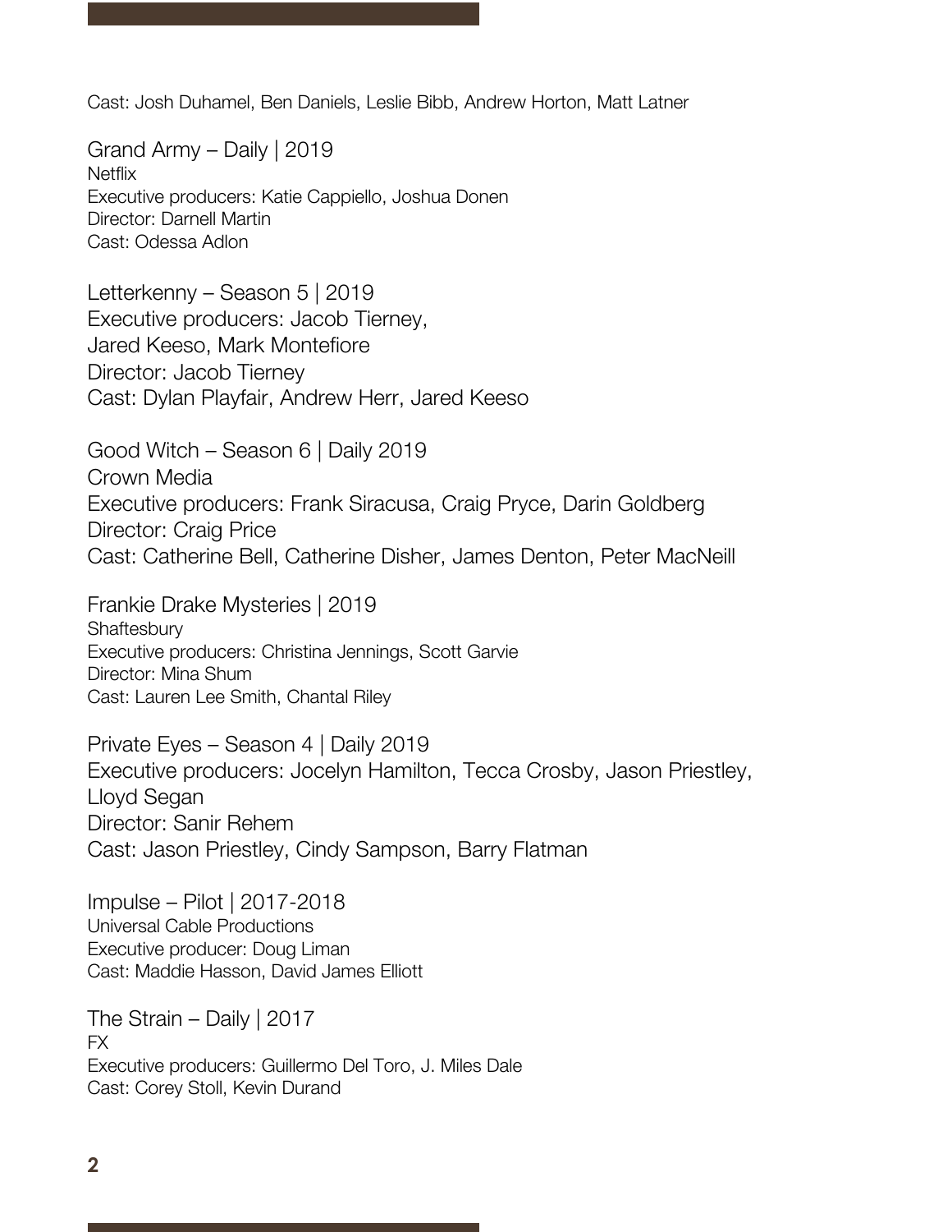Cast: Josh Duhamel, Ben Daniels, Leslie Bibb, Andrew Horton, Matt Latner

Grand Army – Daily | 2019
Netflix
Executive producers: Katie Cappiello, Joshua Donen
Director: Darnell Martin
Cast: Odessa Adlon

Letterkenny – Season 5 | 2019
Executive producers: Jacob Tierney,
Jared Keeso, Mark Montefiore
Director: Jacob Tierney
Cast: Dylan Playfair, Andrew Herr, Jared Keeso

Good Witch – Season 6 | Daily 2019
Crown Media
Executive producers: Frank Siracusa, Craig Pryce, Darin Goldberg
Director: Craig Price
Cast: Catherine Bell, Catherine Disher, James Denton, Peter MacNeill

Frankie Drake Mysteries | 2019
Shaftesbury
Executive producers: Christina Jennings, Scott Garvie
Director: Mina Shum
Cast: Lauren Lee Smith, Chantal Riley

Private Eyes – Season 4 | Daily 2019
Executive producers: Jocelyn Hamilton, Tecca Crosby, Jason Priestley,
Lloyd Segan
Director: Sanir Rehem
Cast: Jason Priestley, Cindy Sampson, Barry Flatman

Impulse – Pilot | 2017-2018
Universal Cable Productions
Executive producer: Doug Liman
Cast: Maddie Hasson, David James Elliott

The Strain – Daily | 2017
FX
Executive producers: Guillermo Del Toro, J. Miles Dale
Cast: Corey Stoll, Kevin Durand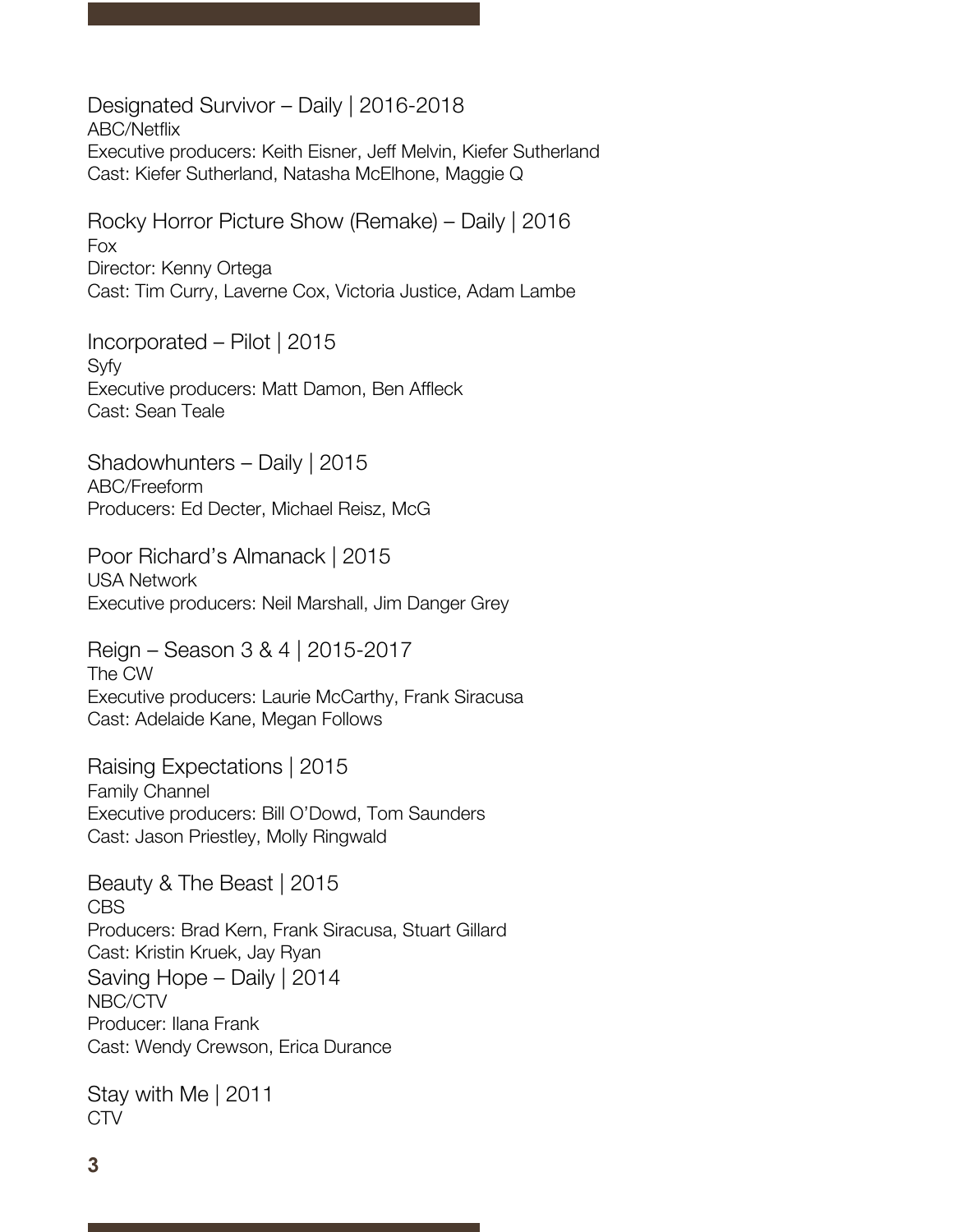### Designated Survivor – Daily | 2016-2018
ABC/Netflix
Executive producers: Keith Eisner, Jeff Melvin, Kiefer Sutherland
Cast: Kiefer Sutherland, Natasha McElhone, Maggie Q

### Rocky Horror Picture Show (Remake) – Daily | 2016
Fox
Director: Kenny Ortega
Cast: Tim Curry, Laverne Cox, Victoria Justice, Adam Lambe

### Incorporated – Pilot | 2015
Syfy
Executive producers: Matt Damon, Ben Affleck
Cast: Sean Teale

### Shadowhunters – Daily | 2015
ABC/Freeform
Producers: Ed Decter, Michael Reisz, McG

### Poor Richard's Almanack | 2015
USA Network
Executive producers: Neil Marshall, Jim Danger Grey

### Reign – Season 3 & 4 | 2015-2017
The CW
Executive producers: Laurie McCarthy, Frank Siracusa
Cast: Adelaide Kane, Megan Follows

### Raising Expectations | 2015
Family Channel
Executive producers: Bill O'Dowd, Tom Saunders
Cast: Jason Priestley, Molly Ringwald

### Beauty & The Beast | 2015
CBS
Producers: Brad Kern, Frank Siracusa, Stuart Gillard
Cast: Kristin Kruek, Jay Ryan

### Saving Hope – Daily | 2014
NBC/CTV
Producer: Ilana Frank
Cast: Wendy Crewson, Erica Durance

### Stay with Me | 2011
CTV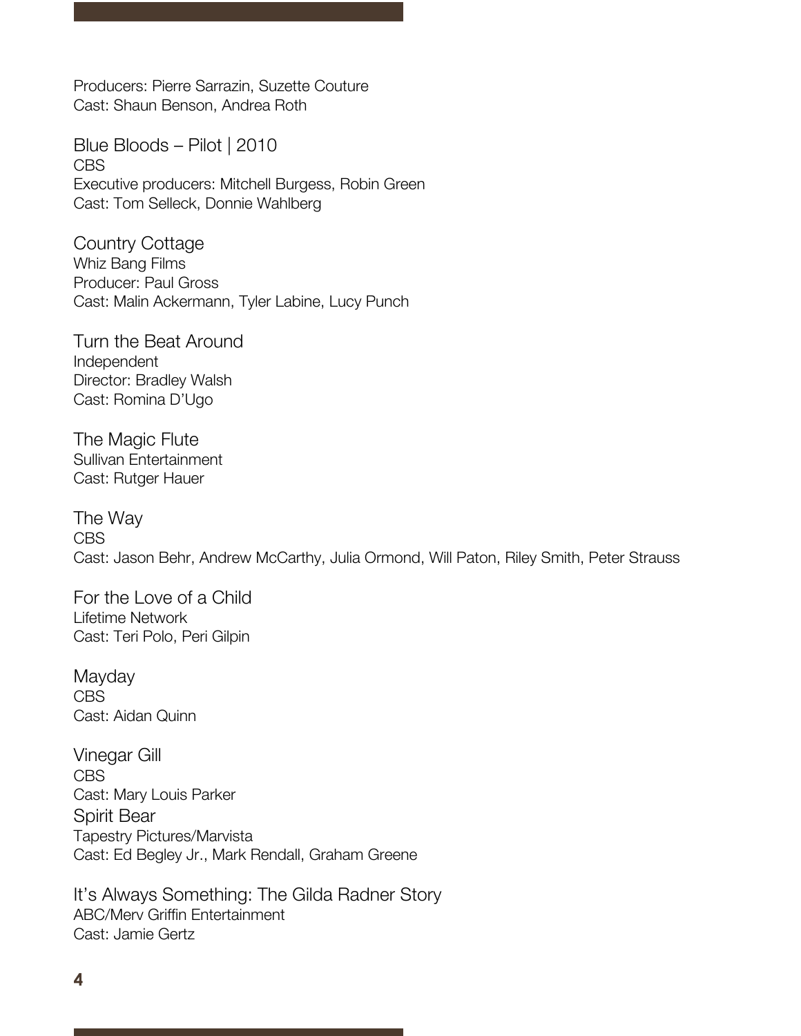Producers: Pierre Sarrazin, Suzette Couture
Cast: Shaun Benson, Andrea Roth

### Blue Bloods – Pilot | 2010
CBS
Executive producers: Mitchell Burgess, Robin Green
Cast: Tom Selleck, Donnie Wahlberg

### Country Cottage
Whiz Bang Films
Producer: Paul Gross
Cast: Malin Ackermann, Tyler Labine, Lucy Punch

### Turn the Beat Around
Independent
Director: Bradley Walsh
Cast: Romina D'Ugo

### The Magic Flute
Sullivan Entertainment
Cast: Rutger Hauer

### The Way
CBS
Cast: Jason Behr, Andrew McCarthy, Julia Ormond, Will Paton, Riley Smith, Peter Strauss

### For the Love of a Child
Lifetime Network
Cast: Teri Polo, Peri Gilpin

### Mayday
CBS
Cast: Aidan Quinn

### Vinegar Gill
CBS
Cast: Mary Louis Parker

### Spirit Bear
Tapestry Pictures/Marvista
Cast: Ed Begley Jr., Mark Rendall, Graham Greene

### It's Always Something: The Gilda Radner Story
ABC/Merv Griffin Entertainment
Cast: Jamie Gertz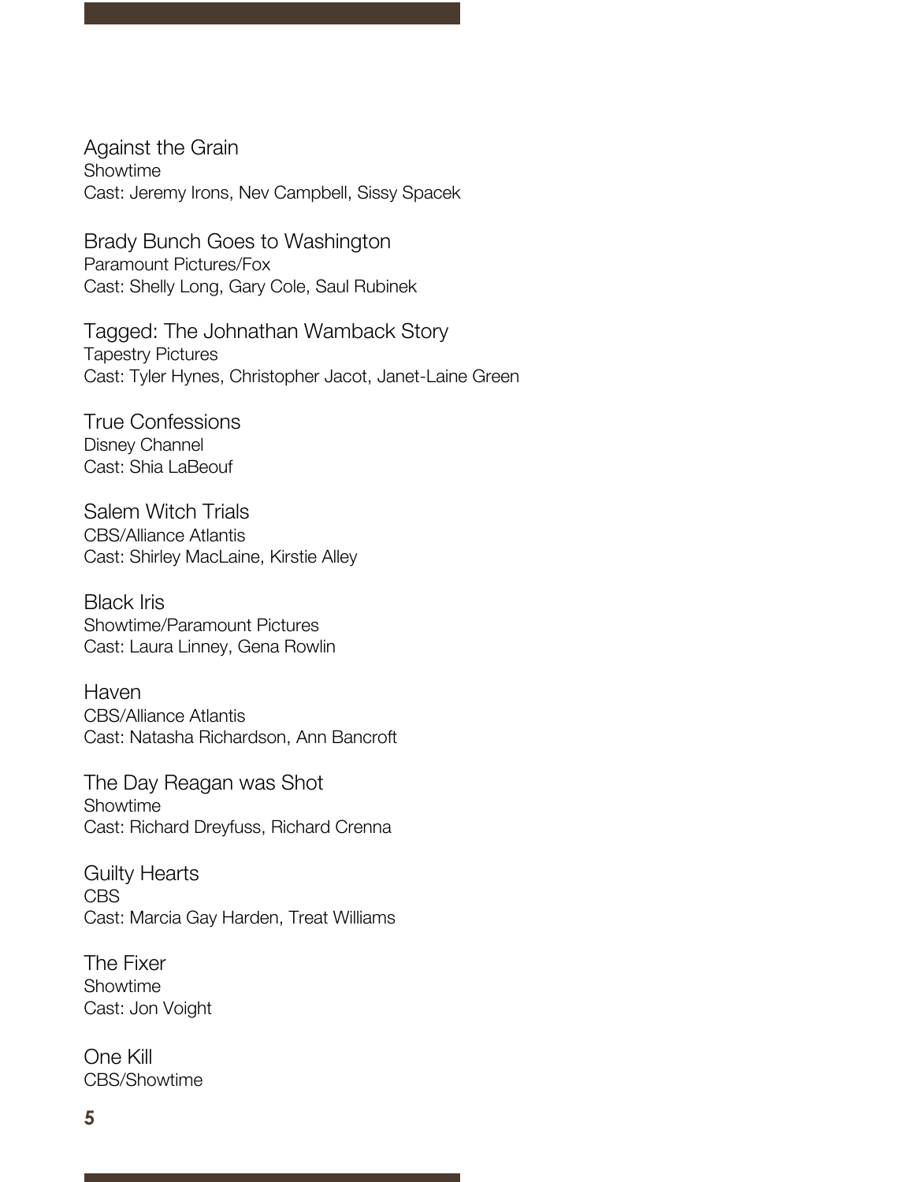Against the Grain
Showtime
Cast: Jeremy Irons, Nev Campbell, Sissy Spacek

Brady Bunch Goes to Washington
Paramount Pictures/Fox
Cast: Shelly Long, Gary Cole, Saul Rubinek

Tagged: The Johnathan Wamback Story
Tapestry Pictures
Cast: Tyler Hynes, Christopher Jacot, Janet-Laine Green

True Confessions
Disney Channel
Cast: Shia LaBeouf

Salem Witch Trials
CBS/Alliance Atlantis
Cast: Shirley MacLaine, Kirstie Alley

Black Iris
Showtime/Paramount Pictures
Cast: Laura Linney, Gena Rowlin

Haven
CBS/Alliance Atlantis
Cast: Natasha Richardson, Ann Bancroft

The Day Reagan was Shot
Showtime
Cast: Richard Dreyfuss, Richard Crenna

Guilty Hearts
CBS
Cast: Marcia Gay Harden, Treat Williams

The Fixer
Showtime
Cast: Jon Voight

One Kill
CBS/Showtime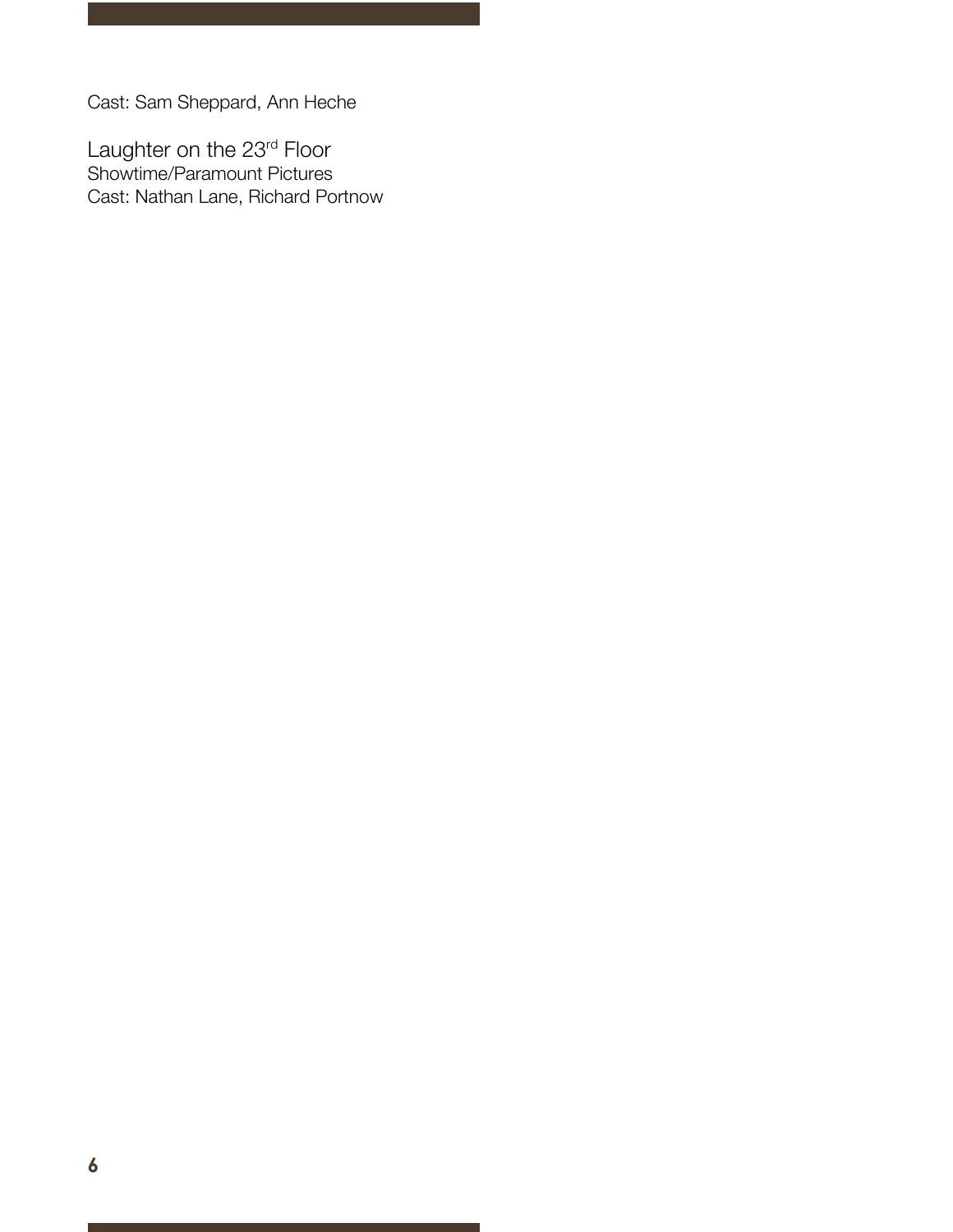Cast: Sam Sheppard, Ann Heche

Laughter on the 23rd Floor
Showtime/Paramount Pictures
Cast: Nathan Lane, Richard Portnow